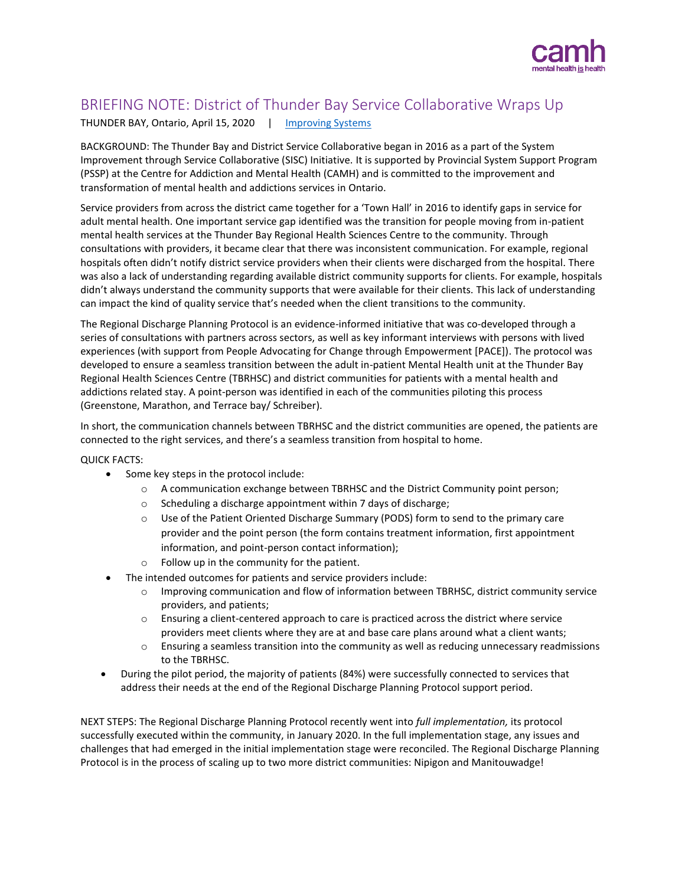# BRIEFING NOTE: District of Thunder Bay Service Collaborative Wraps Up

THUNDER BAY, Ontario, April 15, 2020 | Improving Systems

BACKGROUND: The Thunder Bay and District Service Collaborative began in 2016 as a part of the System Improvement through Service Collaborative (SISC) Initiative. It is supported by Provincial System Support Program (PSSP) at the Centre for Addiction and Mental Health (CAMH) and is committed to the improvement and transformation of mental health and addictions services in Ontario.

Service providers from across the district came together for a 'Town Hall' in 2016 to identify gaps in service for adult mental health. One important service gap identified was the transition for people moving from in-patient mental health services at the Thunder Bay Regional Health Sciences Centre to the community. Through consultations with providers, it became clear that there was inconsistent communication. For example, regional hospitals often didn't notify district service providers when their clients were discharged from the hospital. There was also a lack of understanding regarding available district community supports for clients. For example, hospitals didn't always understand the community supports that were available for their clients. This lack of understanding can impact the kind of quality service that's needed when the client transitions to the community.

The Regional Discharge Planning Protocol is an evidence-informed initiative that was co-developed through a series of consultations with partners across sectors, as well as key informant interviews with persons with lived experiences (with support from People Advocating for Change through Empowerment [PACE]). The protocol was developed to ensure a seamless transition between the adult in-patient Mental Health unit at the Thunder Bay Regional Health Sciences Centre (TBRHSC) and district communities for patients with a mental health and addictions related stay. A point-person was identified in each of the communities piloting this process (Greenstone, Marathon, and Terrace bay/ Schreiber).

In short, the communication channels between TBRHSC and the district communities are opened, the patients are connected to the right services, and there's a seamless transition from hospital to home.

QUICK FACTS:

- Some key steps in the protocol include:
  - A communication exchange between TBRHSC and the District Community point person;
  - Scheduling a discharge appointment within 7 days of discharge;
  - Use of the Patient Oriented Discharge Summary (PODS) form to send to the primary care provider and the point person (the form contains treatment information, first appointment information, and point-person contact information);
  - Follow up in the community for the patient.
- The intended outcomes for patients and service providers include:
  - Improving communication and flow of information between TBRHSC, district community service providers, and patients;
  - Ensuring a client-centered approach to care is practiced across the district where service providers meet clients where they are at and base care plans around what a client wants;
  - Ensuring a seamless transition into the community as well as reducing unnecessary readmissions to the TBRHSC.
- During the pilot period, the majority of patients (84%) were successfully connected to services that address their needs at the end of the Regional Discharge Planning Protocol support period.

NEXT STEPS: The Regional Discharge Planning Protocol recently went into *full implementation,* its protocol successfully executed within the community, in January 2020. In the full implementation stage, any issues and challenges that had emerged in the initial implementation stage were reconciled. The Regional Discharge Planning Protocol is in the process of scaling up to two more district communities: Nipigon and Manitouwadge!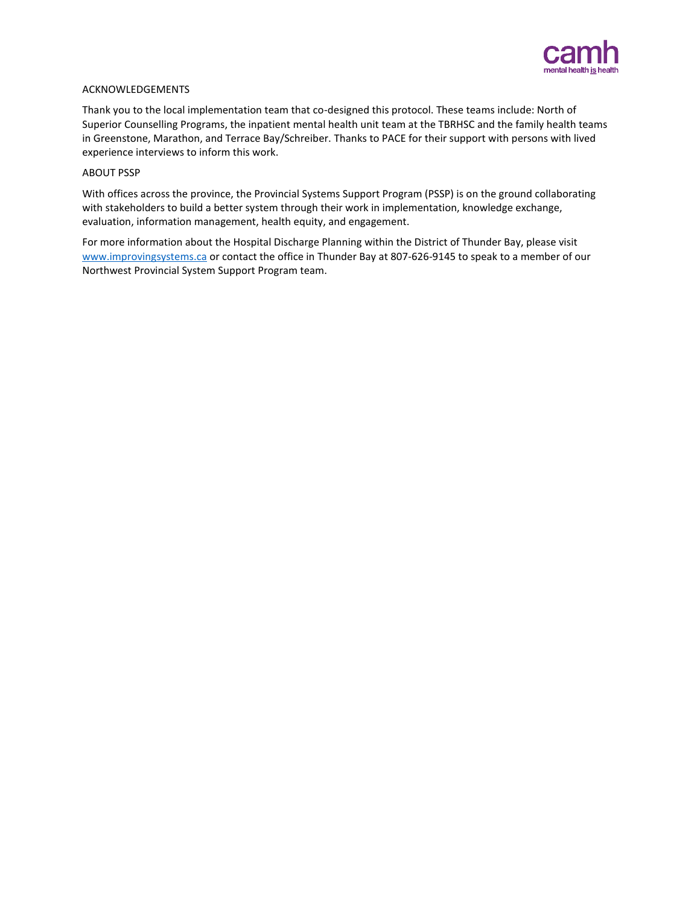## ACKNOWLEDGEMENTS

Thank you to the local implementation team that co-designed this protocol. These teams include: North of Superior Counselling Programs, the inpatient mental health unit team at the TBRHSC and the family health teams in Greenstone, Marathon, and Terrace Bay/Schreiber. Thanks to PACE for their support with persons with lived experience interviews to inform this work.

## ABOUT PSSP

With offices across the province, the Provincial Systems Support Program (PSSP) is on the ground collaborating with stakeholders to build a better system through their work in implementation, knowledge exchange, evaluation, information management, health equity, and engagement.

For more information about the Hospital Discharge Planning within the District of Thunder Bay, please visit www.improvingsystems.ca or contact the office in Thunder Bay at 807-626-9145 to speak to a member of our Northwest Provincial System Support Program team.